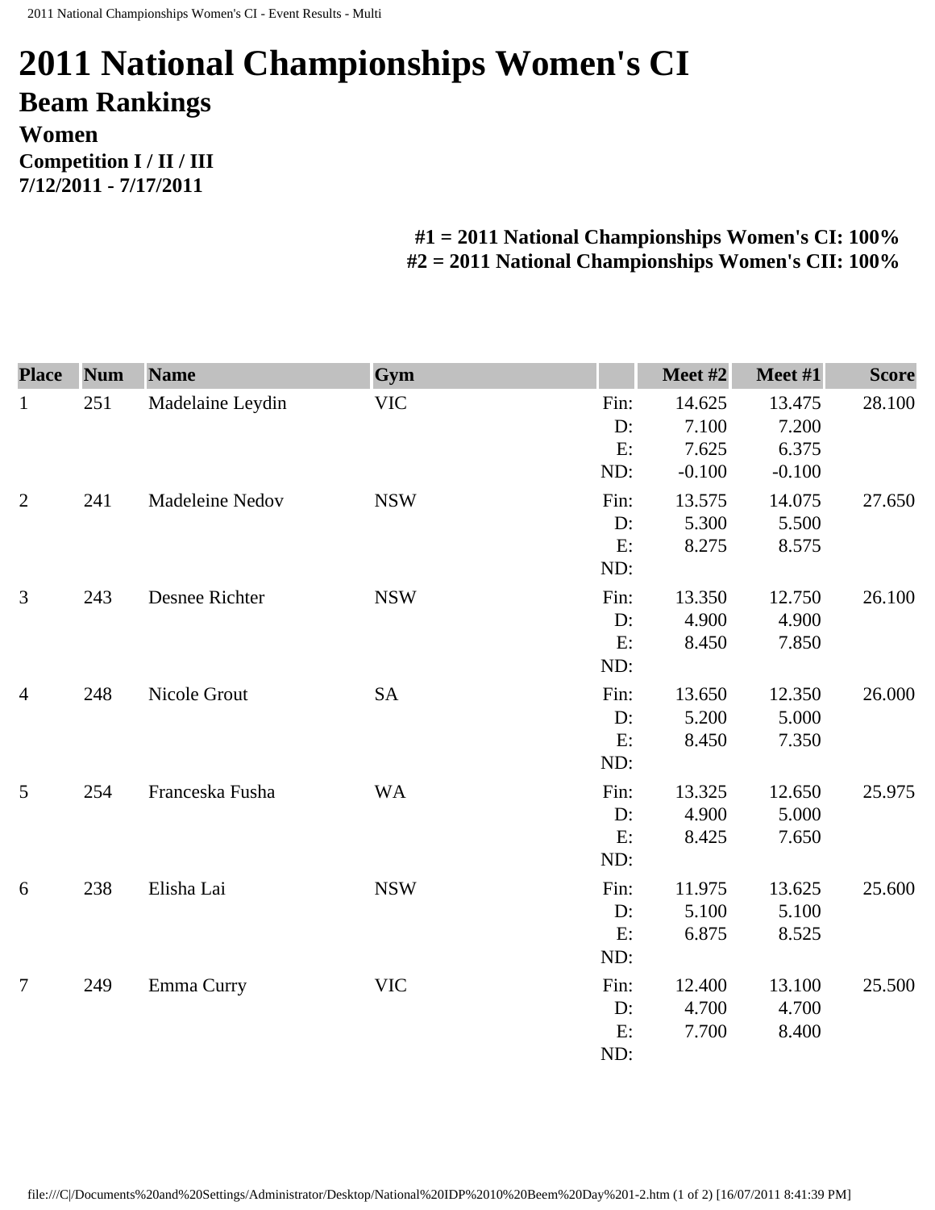# 2011 National Championships Women's CI

## Beam Rankings

### Women

**Competition I / II / III**
**7/12/2011 - 7/17/2011**

**#1 = 2011 National Championships Women's CI: 100%**
**#2 = 2011 National Championships Women's CII: 100%**

| Place | Num | Name | Gym | | Meet #2 | Meet #1 | Score |
|---|---|---|---|---|---|---|---|
| 1 | 251 | Madelaine Leydin | VIC | Fin: | 14.625 | 13.475 | 28.100 |
| | | | | D: | 7.100 | 7.200 | |
| | | | | E: | 7.625 | 6.375 | |
| | | | | ND: | -0.100 | -0.100 | |
| 2 | 241 | Madeleine Nedov | NSW | Fin: | 13.575 | 14.075 | 27.650 |
| | | | | D: | 5.300 | 5.500 | |
| | | | | E: | 8.275 | 8.575 | |
| | | | | ND: | | | |
| 3 | 243 | Desnee Richter | NSW | Fin: | 13.350 | 12.750 | 26.100 |
| | | | | D: | 4.900 | 4.900 | |
| | | | | E: | 8.450 | 7.850 | |
| | | | | ND: | | | |
| 4 | 248 | Nicole Grout | SA | Fin: | 13.650 | 12.350 | 26.000 |
| | | | | D: | 5.200 | 5.000 | |
| | | | | E: | 8.450 | 7.350 | |
| | | | | ND: | | | |
| 5 | 254 | Franceska Fusha | WA | Fin: | 13.325 | 12.650 | 25.975 |
| | | | | D: | 4.900 | 5.000 | |
| | | | | E: | 8.425 | 7.650 | |
| | | | | ND: | | | |
| 6 | 238 | Elisha Lai | NSW | Fin: | 11.975 | 13.625 | 25.600 |
| | | | | D: | 5.100 | 5.100 | |
| | | | | E: | 6.875 | 8.525 | |
| | | | | ND: | | | |
| 7 | 249 | Emma Curry | VIC | Fin: | 12.400 | 13.100 | 25.500 |
| | | | | D: | 4.700 | 4.700 | |
| | | | | E: | 7.700 | 8.400 | |
| | | | | ND: | | | |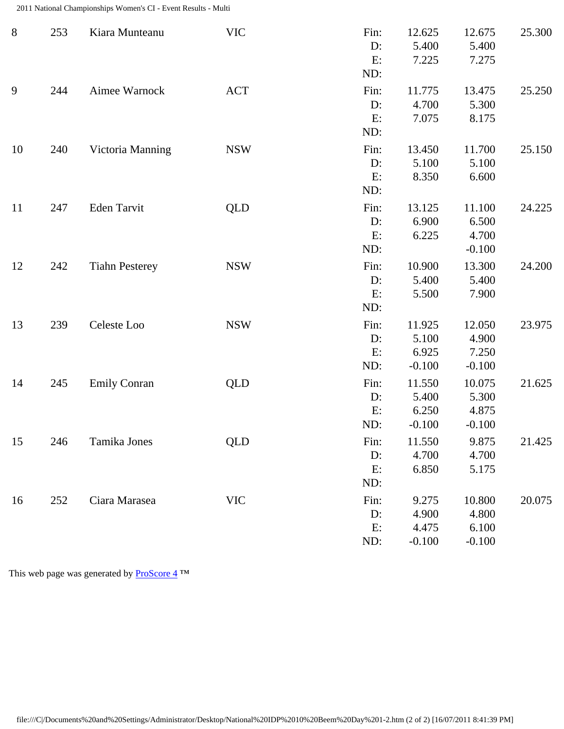| | | | | | | | |
|---|---|---|---|---|---|---|---|
| 8 | 253 | Kiara Munteanu | VIC | Fin: | 12.625 | 12.675 | 25.300 |
| | | | | D: | 5.400 | 5.400 | |
| | | | | E: | 7.225 | 7.275 | |
| | | | | ND: | | | |
| 9 | 244 | Aimee Warnock | ACT | Fin: | 11.775 | 13.475 | 25.250 |
| | | | | D: | 4.700 | 5.300 | |
| | | | | E: | 7.075 | 8.175 | |
| | | | | ND: | | | |
| 10 | 240 | Victoria Manning | NSW | Fin: | 13.450 | 11.700 | 25.150 |
| | | | | D: | 5.100 | 5.100 | |
| | | | | E: | 8.350 | 6.600 | |
| | | | | ND: | | | |
| 11 | 247 | Eden Tarvit | QLD | Fin: | 13.125 | 11.100 | 24.225 |
| | | | | D: | 6.900 | 6.500 | |
| | | | | E: | 6.225 | 4.700 | |
| | | | | ND: | | -0.100 | |
| 12 | 242 | Tiahn Pesterey | NSW | Fin: | 10.900 | 13.300 | 24.200 |
| | | | | D: | 5.400 | 5.400 | |
| | | | | E: | 5.500 | 7.900 | |
| | | | | ND: | | | |
| 13 | 239 | Celeste Loo | NSW | Fin: | 11.925 | 12.050 | 23.975 |
| | | | | D: | 5.100 | 4.900 | |
| | | | | E: | 6.925 | 7.250 | |
| | | | | ND: | -0.100 | -0.100 | |
| 14 | 245 | Emily Conran | QLD | Fin: | 11.550 | 10.075 | 21.625 |
| | | | | D: | 5.400 | 5.300 | |
| | | | | E: | 6.250 | 4.875 | |
| | | | | ND: | -0.100 | -0.100 | |
| 15 | 246 | Tamika Jones | QLD | Fin: | 11.550 | 9.875 | 21.425 |
| | | | | D: | 4.700 | 4.700 | |
| | | | | E: | 6.850 | 5.175 | |
| | | | | ND: | | | |
| 16 | 252 | Ciara Marasea | VIC | Fin: | 9.275 | 10.800 | 20.075 |
| | | | | D: | 4.900 | 4.800 | |
| | | | | E: | 4.475 | 6.100 | |
| | | | | ND: | -0.100 | -0.100 | |

This web page was generated by ProScore 4 ™